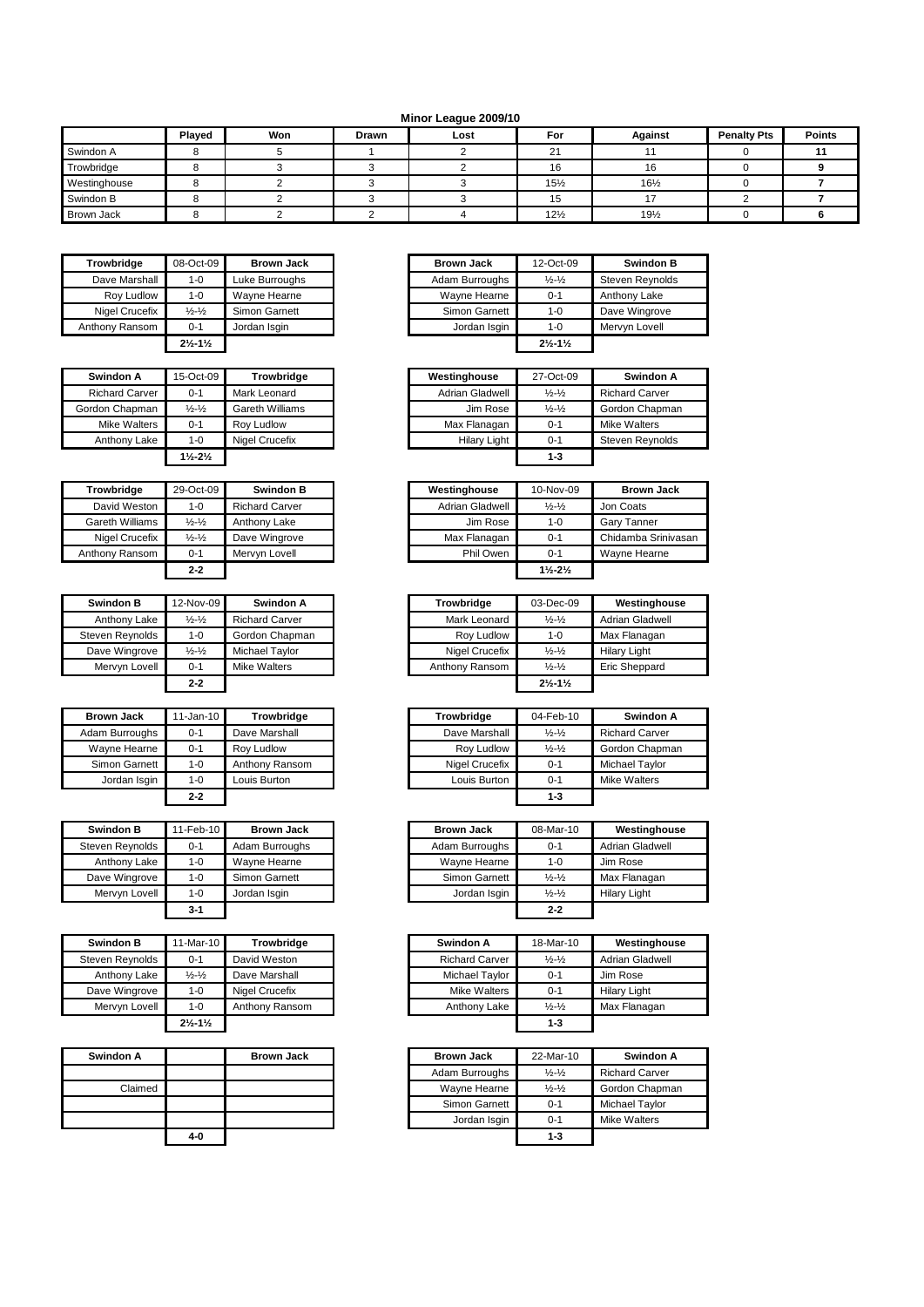# Minor League 2009/10

| | Played | Won | Drawn | Lost | For | Against | Penalty Pts | Points |
|---|---|---|---|---|---|---|---|---|
| Swindon A | 8 | 5 | 1 | 2 | 21 | 11 | 0 | 11 |
| Trowbridge | 8 | 3 | 3 | 2 | 16 | 16 | 0 | 9 |
| Westinghouse | 8 | 2 | 3 | 3 | 15½ | 16½ | 0 | 7 |
| Swindon B | 8 | 2 | 3 | 3 | 15 | 17 | 2 | 7 |
| Brown Jack | 8 | 2 | 2 | 4 | 12½ | 19½ | 0 | 6 |

| Trowbridge | 08-Oct-09 | Brown Jack |
|---|---|---|
| Dave Marshall | 1-0 | Luke Burroughs |
| Roy Ludlow | 1-0 | Wayne Hearne |
| Nigel Crucefix | ½-½ | Simon Garnett |
| Anthony Ransom | 0-1 | Jordan Isgin |
| | 2½-1½ | |

| Brown Jack | 12-Oct-09 | Swindon B |
|---|---|---|
| Adam Burroughs | ½-½ | Steven Reynolds |
| Wayne Hearne | 0-1 | Anthony Lake |
| Simon Garnett | 1-0 | Dave Wingrove |
| Jordan Isgin | 1-0 | Mervyn Lovell |
| | 2½-1½ | |

| Swindon A | 15-Oct-09 | Trowbridge |
|---|---|---|
| Richard Carver | 0-1 | Mark Leonard |
| Gordon Chapman | ½-½ | Gareth Williams |
| Mike Walters | 0-1 | Roy Ludlow |
| Anthony Lake | 1-0 | Nigel Crucefix |
| | 1½-2½ | |

| Westinghouse | 27-Oct-09 | Swindon A |
|---|---|---|
| Adrian Gladwell | ½-½ | Richard Carver |
| Jim Rose | ½-½ | Gordon Chapman |
| Max Flanagan | 0-1 | Mike Walters |
| Hilary Light | 0-1 | Steven Reynolds |
| | 1-3 | |

| Trowbridge | 29-Oct-09 | Swindon B |
|---|---|---|
| David Weston | 1-0 | Richard Carver |
| Gareth Williams | ½-½ | Anthony Lake |
| Nigel Crucefix | ½-½ | Dave Wingrove |
| Anthony Ransom | 0-1 | Mervyn Lovell |
| | 2-2 | |

| Westinghouse | 10-Nov-09 | Brown Jack |
|---|---|---|
| Adrian Gladwell | ½-½ | Jon Coats |
| Jim Rose | 1-0 | Gary Tanner |
| Max Flanagan | 0-1 | Chidamba Srinivasan |
| Phil Owen | 0-1 | Wayne Hearne |
| | 1½-2½ | |

| Swindon B | 12-Nov-09 | Swindon A |
|---|---|---|
| Anthony Lake | ½-½ | Richard Carver |
| Steven Reynolds | 1-0 | Gordon Chapman |
| Dave Wingrove | ½-½ | Michael Taylor |
| Mervyn Lovell | 0-1 | Mike Walters |
| | 2-2 | |

| Trowbridge | 03-Dec-09 | Westinghouse |
|---|---|---|
| Mark Leonard | ½-½ | Adrian Gladwell |
| Roy Ludlow | 1-0 | Max Flanagan |
| Nigel Crucefix | ½-½ | Hilary Light |
| Anthony Ransom | ½-½ | Eric Sheppard |
| | 2½-1½ | |

| Brown Jack | 11-Jan-10 | Trowbridge |
|---|---|---|
| Adam Burroughs | 0-1 | Dave Marshall |
| Wayne Hearne | 0-1 | Roy Ludlow |
| Simon Garnett | 1-0 | Anthony Ransom |
| Jordan Isgin | 1-0 | Louis Burton |
| | 2-2 | |

| Trowbridge | 04-Feb-10 | Swindon A |
|---|---|---|
| Dave Marshall | ½-½ | Richard Carver |
| Roy Ludlow | ½-½ | Gordon Chapman |
| Nigel Crucefix | 0-1 | Michael Taylor |
| Louis Burton | 0-1 | Mike Walters |
| | 1-3 | |

| Swindon B | 11-Feb-10 | Brown Jack |
|---|---|---|
| Steven Reynolds | 0-1 | Adam Burroughs |
| Anthony Lake | 1-0 | Wayne Hearne |
| Dave Wingrove | 1-0 | Simon Garnett |
| Mervyn Lovell | 1-0 | Jordan Isgin |
| | 3-1 | |

| Brown Jack | 08-Mar-10 | Westinghouse |
|---|---|---|
| Adam Burroughs | 0-1 | Adrian Gladwell |
| Wayne Hearne | 1-0 | Jim Rose |
| Simon Garnett | ½-½ | Max Flanagan |
| Jordan Isgin | ½-½ | Hilary Light |
| | 2-2 | |

| Swindon B | 11-Mar-10 | Trowbridge |
|---|---|---|
| Steven Reynolds | 0-1 | David Weston |
| Anthony Lake | ½-½ | Dave Marshall |
| Dave Wingrove | 1-0 | Nigel Crucefix |
| Mervyn Lovell | 1-0 | Anthony Ransom |
| | 2½-1½ | |

| Swindon A | 18-Mar-10 | Westinghouse |
|---|---|---|
| Richard Carver | ½-½ | Adrian Gladwell |
| Michael Taylor | 0-1 | Jim Rose |
| Mike Walters | 0-1 | Hilary Light |
| Anthony Lake | ½-½ | Max Flanagan |
| | 1-3 | |

| Swindon A | | Brown Jack |
|---|---|---|
| | | |
| Claimed | | |
| | | |
| | | |
| | 4-0 | |

| Brown Jack | 22-Mar-10 | Swindon A |
|---|---|---|
| Adam Burroughs | ½-½ | Richard Carver |
| Wayne Hearne | ½-½ | Gordon Chapman |
| Simon Garnett | 0-1 | Michael Taylor |
| Jordan Isgin | 0-1 | Mike Walters |
| | 1-3 | |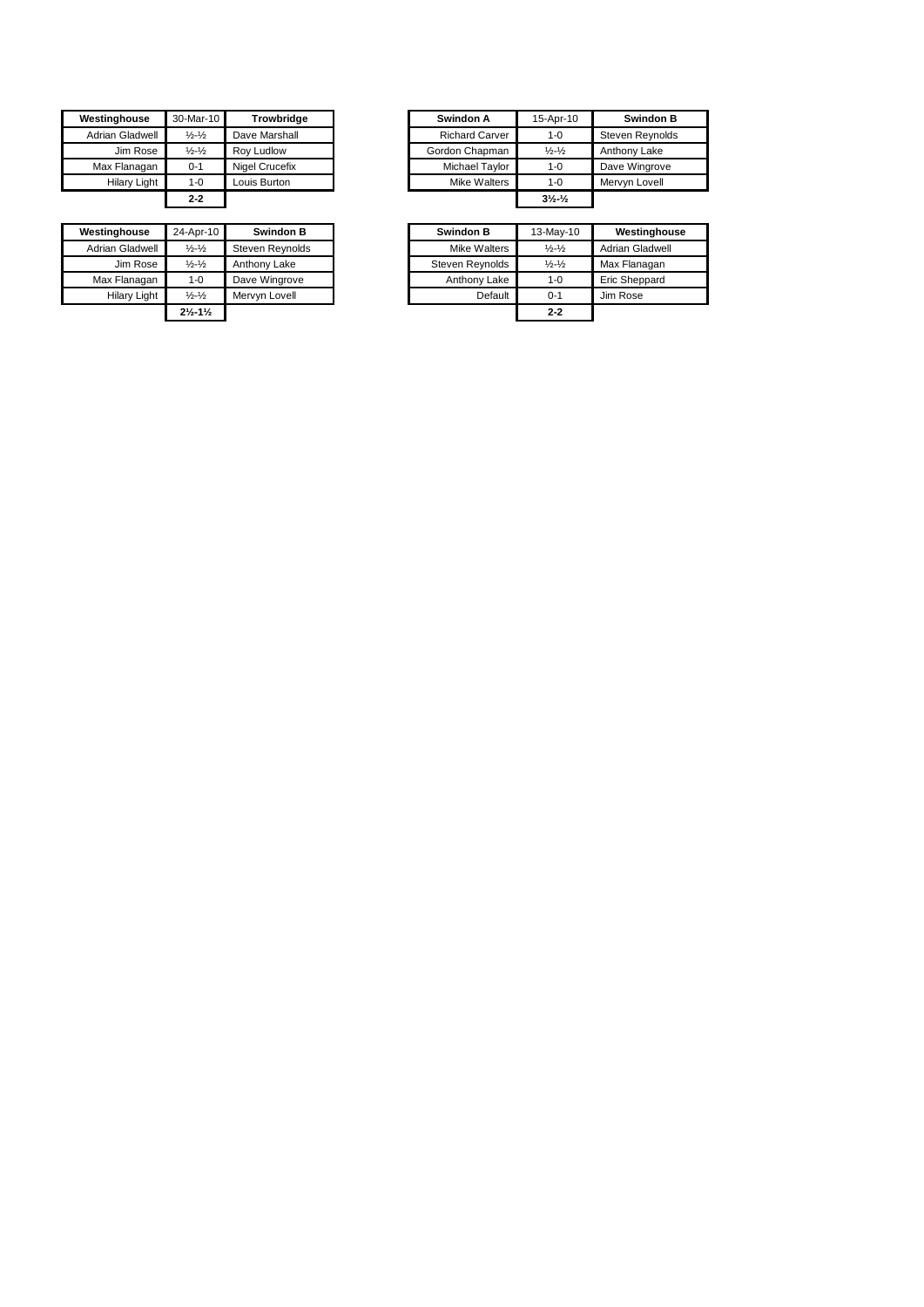| Westinghouse | 30-Mar-10 | Trowbridge |
|---|---|---|
| Adrian Gladwell | ½-½ | Dave Marshall |
| Jim Rose | ½-½ | Roy Ludlow |
| Max Flanagan | 0-1 | Nigel Crucefix |
| Hilary Light | 1-0 | Louis Burton |
| | 2-2 | |

| Swindon A | 15-Apr-10 | Swindon B |
|---|---|---|
| Richard Carver | 1-0 | Steven Reynolds |
| Gordon Chapman | ½-½ | Anthony Lake |
| Michael Taylor | 1-0 | Dave Wingrove |
| Mike Walters | 1-0 | Mervyn Lovell |
| | 3½-½ | |

| Westinghouse | 24-Apr-10 | Swindon B |
|---|---|---|
| Adrian Gladwell | ½-½ | Steven Reynolds |
| Jim Rose | ½-½ | Anthony Lake |
| Max Flanagan | 1-0 | Dave Wingrove |
| Hilary Light | ½-½ | Mervyn Lovell |
| | 2½-1½ | |

| Swindon B | 13-May-10 | Westinghouse |
|---|---|---|
| Mike Walters | ½-½ | Adrian Gladwell |
| Steven Reynolds | ½-½ | Max Flanagan |
| Anthony Lake | 1-0 | Eric Sheppard |
| Default | 0-1 | Jim Rose |
| | 2-2 | |